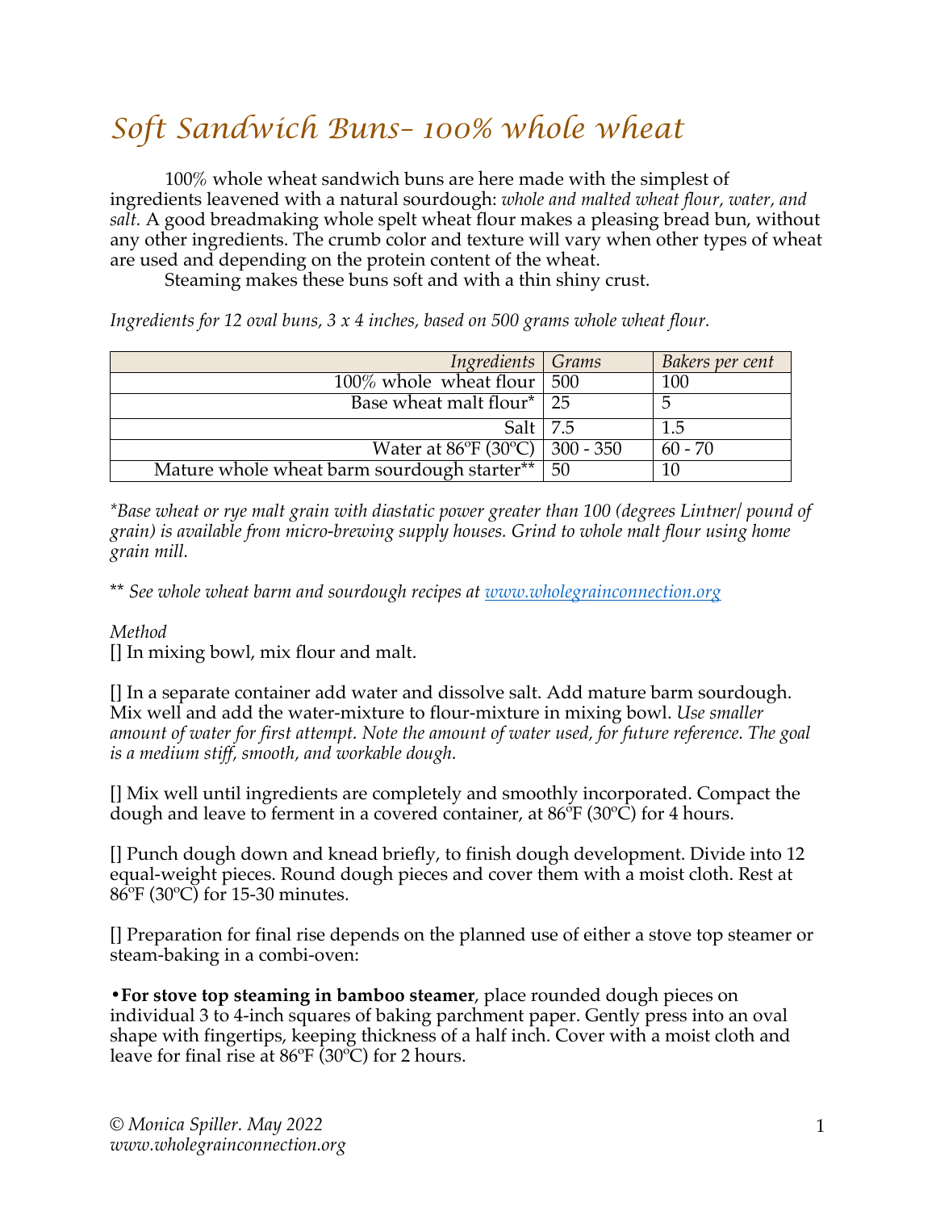# Soft Sandwich Buns- 100% whole wheat

100% whole wheat sandwich buns are here made with the simplest of ingredients leavened with a natural sourdough: *whole and malted wheat flour, water, and salt.* A good breadmaking whole spelt wheat flour makes a pleasing bread bun, without any other ingredients. The crumb color and texture will vary when other types of wheat are used and depending on the protein content of the wheat.

Steaming makes these buns soft and with a thin shiny crust.

*Ingredients for 12 oval buns, 3 x 4 inches, based on 500 grams whole wheat flour.*

| *Ingredients* | *Grams* | *Bakers per cent* |
|---:|---|---|
| 100% whole wheat flour | 500 | 100 |
| Base wheat malt flour* | 25 | 5 |
| Salt | 7.5 | 1.5 |
| Water at 86ºF (30ºC) | 300 - 350 | 60 - 70 |
| Mature whole wheat barm sourdough starter** | 50 | 10 |

*\*Base wheat or rye malt grain with diastatic power greater than 100 (degrees Lintner/ pound of grain) is available from micro-brewing supply houses. Grind to whole malt flour using home grain mill.*

*\*\* See whole wheat barm and sourdough recipes at [www.wholegrainconnection.org](http://www.wholegrainconnection.org)*

*Method*

[] In mixing bowl, mix flour and malt.

[] In a separate container add water and dissolve salt. Add mature barm sourdough. Mix well and add the water-mixture to flour-mixture in mixing bowl. *Use smaller amount of water for first attempt. Note the amount of water used, for future reference. The goal is a medium stiff, smooth, and workable dough.*

[] Mix well until ingredients are completely and smoothly incorporated. Compact the dough and leave to ferment in a covered container, at 86ºF (30ºC) for 4 hours.

[] Punch dough down and knead briefly, to finish dough development. Divide into 12 equal-weight pieces. Round dough pieces and cover them with a moist cloth. Rest at 86ºF (30ºC) for 15-30 minutes.

[] Preparation for final rise depends on the planned use of either a stove top steamer or steam-baking in a combi-oven:

•**For stove top steaming in bamboo steamer**, place rounded dough pieces on individual 3 to 4-inch squares of baking parchment paper. Gently press into an oval shape with fingertips, keeping thickness of a half inch. Cover with a moist cloth and leave for final rise at 86ºF (30ºC) for 2 hours.

*© Monica Spiller. May 2022*
*www.wholegrainconnection.org*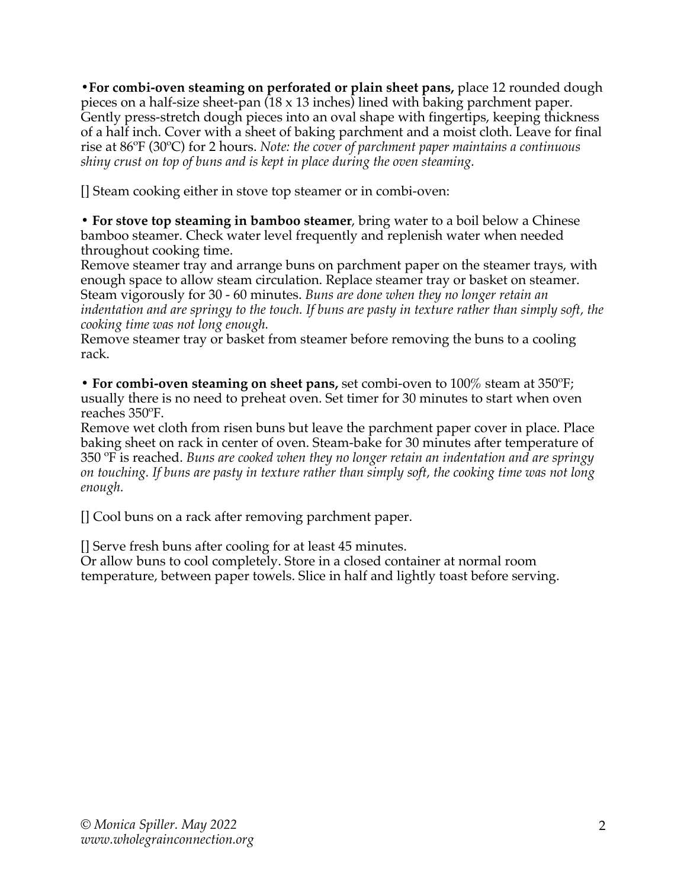•**For combi-oven steaming on perforated or plain sheet pans,** place 12 rounded dough pieces on a half-size sheet-pan (18 x 13 inches) lined with baking parchment paper. Gently press-stretch dough pieces into an oval shape with fingertips, keeping thickness of a half inch. Cover with a sheet of baking parchment and a moist cloth. Leave for final rise at 86ºF (30ºC) for 2 hours. *Note: the cover of parchment paper maintains a continuous shiny crust on top of buns and is kept in place during the oven steaming.*

[] Steam cooking either in stove top steamer or in combi-oven:

• **For stove top steaming in bamboo steamer**, bring water to a boil below a Chinese bamboo steamer. Check water level frequently and replenish water when needed throughout cooking time.
Remove steamer tray and arrange buns on parchment paper on the steamer trays, with enough space to allow steam circulation. Replace steamer tray or basket on steamer. Steam vigorously for 30 - 60 minutes. *Buns are done when they no longer retain an indentation and are springy to the touch. If buns are pasty in texture rather than simply soft, the cooking time was not long enough.*
Remove steamer tray or basket from steamer before removing the buns to a cooling rack.

• **For combi-oven steaming on sheet pans,** set combi-oven to 100% steam at 350ºF; usually there is no need to preheat oven. Set timer for 30 minutes to start when oven reaches 350ºF.
Remove wet cloth from risen buns but leave the parchment paper cover in place. Place baking sheet on rack in center of oven. Steam-bake for 30 minutes after temperature of 350 ºF is reached. *Buns are cooked when they no longer retain an indentation and are springy on touching. If buns are pasty in texture rather than simply soft, the cooking time was not long enough.*

[] Cool buns on a rack after removing parchment paper.

[] Serve fresh buns after cooling for at least 45 minutes.
Or allow buns to cool completely. Store in a closed container at normal room temperature, between paper towels. Slice in half and lightly toast before serving.

*© Monica Spiller. May 2022*
*www.wholegrainconnection.org*